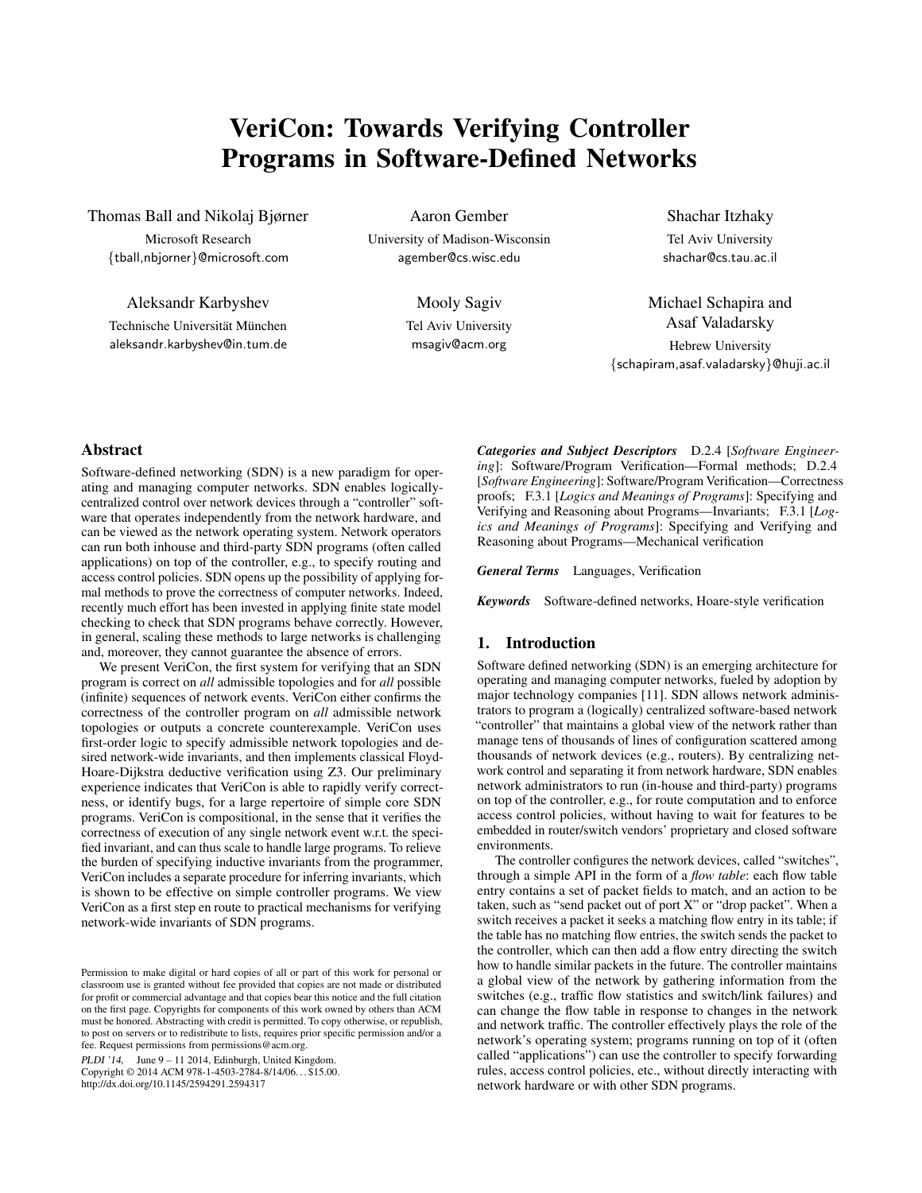# VeriCon: Towards Verifying Controller Programs in Software-Defined Networks

Thomas Ball and Nikolaj Bjørner
Microsoft Research
{tball,nbjorner}@microsoft.com

Aaron Gember
University of Madison-Wisconsin
agember@cs.wisc.edu

Shachar Itzhaky
Tel Aviv University
shachar@cs.tau.ac.il

Aleksandr Karbyshev
Technische Universität München
aleksandr.karbyshev@in.tum.de

Mooly Sagiv
Tel Aviv University
msagiv@acm.org

Michael Schapira and Asaf Valadarsky
Hebrew University
{schapiram,asaf.valadarsky}@huji.ac.il

## Abstract

Software-defined networking (SDN) is a new paradigm for operating and managing computer networks. SDN enables logically-centralized control over network devices through a "controller" software that operates independently from the network hardware, and can be viewed as the network operating system. Network operators can run both inhouse and third-party SDN programs (often called applications) on top of the controller, e.g., to specify routing and access control policies. SDN opens up the possibility of applying formal methods to prove the correctness of computer networks. Indeed, recently much effort has been invested in applying finite state model checking to check that SDN programs behave correctly. However, in general, scaling these methods to large networks is challenging and, moreover, they cannot guarantee the absence of errors.

We present VeriCon, the first system for verifying that an SDN program is correct on *all* admissible topologies and for *all* possible (infinite) sequences of network events. VeriCon either confirms the correctness of the controller program on *all* admissible network topologies or outputs a concrete counterexample. VeriCon uses first-order logic to specify admissible network topologies and desired network-wide invariants, and then implements classical Floyd-Hoare-Dijkstra deductive verification using Z3. Our preliminary experience indicates that VeriCon is able to rapidly verify correctness, or identify bugs, for a large repertoire of simple core SDN programs. VeriCon is compositional, in the sense that it verifies the correctness of execution of any single network event w.r.t. the specified invariant, and can thus scale to handle large programs. To relieve the burden of specifying inductive invariants from the programmer, VeriCon includes a separate procedure for inferring invariants, which is shown to be effective on simple controller programs. We view VeriCon as a first step en route to practical mechanisms for verifying network-wide invariants of SDN programs.

Permission to make digital or hard copies of all or part of this work for personal or classroom use is granted without fee provided that copies are not made or distributed for profit or commercial advantage and that copies bear this notice and the full citation on the first page. Copyrights for components of this work owned by others than ACM must be honored. Abstracting with credit is permitted. To copy otherwise, or republish, to post on servers or to redistribute to lists, requires prior specific permission and/or a fee. Request permissions from permissions@acm.org.

*PLDI '14*, June 9 – 11 2014, Edinburgh, United Kingdom.
Copyright © 2014 ACM 978-1-4503-2784-8/14/06...$15.00.
http://dx.doi.org/10.1145/2594291.2594317

***Categories and Subject Descriptors*** D.2.4 [*Software Engineering*]: Software/Program Verification—Formal methods; D.2.4 [*Software Engineering*]: Software/Program Verification—Correctness proofs; F.3.1 [*Logics and Meanings of Programs*]: Specifying and Verifying and Reasoning about Programs—Invariants; F.3.1 [*Logics and Meanings of Programs*]: Specifying and Verifying and Reasoning about Programs—Mechanical verification

***General Terms*** Languages, Verification

***Keywords*** Software-defined networks, Hoare-style verification

## 1. Introduction

Software defined networking (SDN) is an emerging architecture for operating and managing computer networks, fueled by adoption by major technology companies [11]. SDN allows network administrators to program a (logically) centralized software-based network "controller" that maintains a global view of the network rather than manage tens of thousands of lines of configuration scattered among thousands of network devices (e.g., routers). By centralizing network control and separating it from network hardware, SDN enables network administrators to run (in-house and third-party) programs on top of the controller, e.g., for route computation and to enforce access control policies, without having to wait for features to be embedded in router/switch vendors' proprietary and closed software environments.

The controller configures the network devices, called "switches", through a simple API in the form of a *flow table*: each flow table entry contains a set of packet fields to match, and an action to be taken, such as "send packet out of port X" or "drop packet". When a switch receives a packet it seeks a matching flow entry in its table; if the table has no matching flow entries, the switch sends the packet to the controller, which can then add a flow entry directing the switch how to handle similar packets in the future. The controller maintains a global view of the network by gathering information from the switches (e.g., traffic flow statistics and switch/link failures) and can change the flow table in response to changes in the network and network traffic. The controller effectively plays the role of the network's operating system; programs running on top of it (often called "applications") can use the controller to specify forwarding rules, access control policies, etc., without directly interacting with network hardware or with other SDN programs.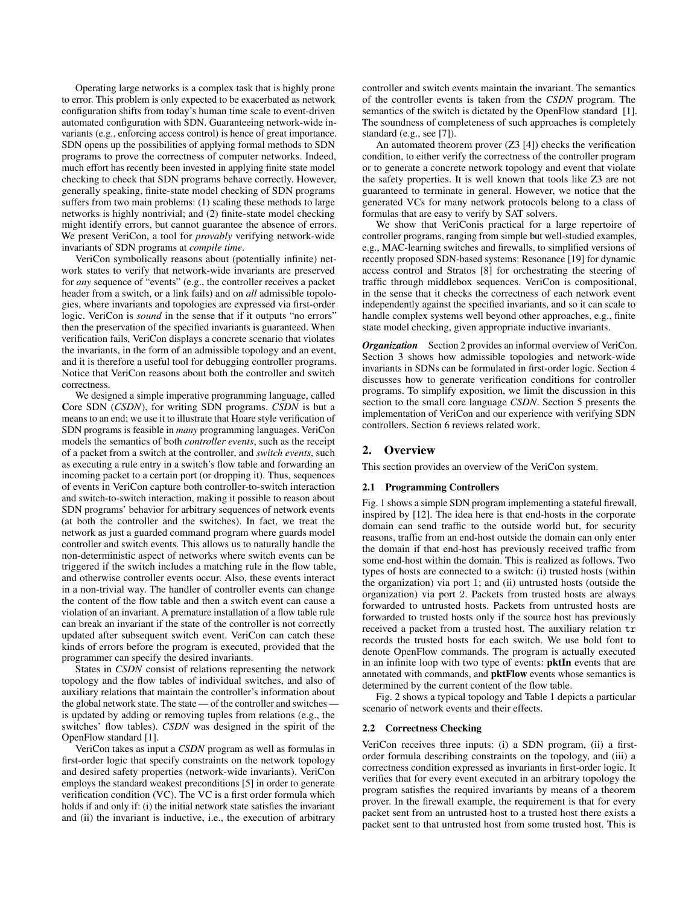Operating large networks is a complex task that is highly prone to error. This problem is only expected to be exacerbated as network configuration shifts from today's human time scale to event-driven automated configuration with SDN. Guaranteeing network-wide invariants (e.g., enforcing access control) is hence of great importance. SDN opens up the possibilities of applying formal methods to SDN programs to prove the correctness of computer networks. Indeed, much effort has recently been invested in applying finite state model checking to check that SDN programs behave correctly. However, generally speaking, finite-state model checking of SDN programs suffers from two main problems: (1) scaling these methods to large networks is highly nontrivial; and (2) finite-state model checking might identify errors, but cannot guarantee the absence of errors. We present VeriCon, a tool for *provably* verifying network-wide invariants of SDN programs at *compile time*.

VeriCon symbolically reasons about (potentially infinite) network states to verify that network-wide invariants are preserved for *any* sequence of "events" (e.g., the controller receives a packet header from a switch, or a link fails) and on *all* admissible topologies, where invariants and topologies are expressed via first-order logic. VeriCon is *sound* in the sense that if it outputs "no errors" then the preservation of the specified invariants is guaranteed. When verification fails, VeriCon displays a concrete scenario that violates the invariants, in the form of an admissible topology and an event, and it is therefore a useful tool for debugging controller programs. Notice that VeriCon reasons about both the controller and switch correctness.

We designed a simple imperative programming language, called **C**ore SDN (*CSDN*), for writing SDN programs. *CSDN* is but a means to an end; we use it to illustrate that Hoare style verification of SDN programs is feasible in *many* programming languages. VeriCon models the semantics of both *controller events*, such as the receipt of a packet from a switch at the controller, and *switch events*, such as executing a rule entry in a switch's flow table and forwarding an incoming packet to a certain port (or dropping it). Thus, sequences of events in VeriCon capture both controller-to-switch interaction and switch-to-switch interaction, making it possible to reason about SDN programs' behavior for arbitrary sequences of network events (at both the controller and the switches). In fact, we treat the network as just a guarded command program where guards model controller and switch events. This allows us to naturally handle the non-deterministic aspect of networks where switch events can be triggered if the switch includes a matching rule in the flow table, and otherwise controller events occur. Also, these events interact in a non-trivial way. The handler of controller events can change the content of the flow table and then a switch event can cause a violation of an invariant. A premature installation of a flow table rule can break an invariant if the state of the controller is not correctly updated after subsequent switch event. VeriCon can catch these kinds of errors before the program is executed, provided that the programmer can specify the desired invariants.

States in *CSDN* consist of relations representing the network topology and the flow tables of individual switches, and also of auxiliary relations that maintain the controller's information about the global network state. The state — of the controller and switches — is updated by adding or removing tuples from relations (e.g., the switches' flow tables). *CSDN* was designed in the spirit of the OpenFlow standard [1].

VeriCon takes as input a *CSDN* program as well as formulas in first-order logic that specify constraints on the network topology and desired safety properties (network-wide invariants). VeriCon employs the standard weakest preconditions [5] in order to generate verification condition (VC). The VC is a first order formula which holds if and only if: (i) the initial network state satisfies the invariant and (ii) the invariant is inductive, i.e., the execution of arbitrary controller and switch events maintain the invariant. The semantics of the controller events is taken from the *CSDN* program. The semantics of the switch is dictated by the OpenFlow standard [1]. The soundness of completeness of such approaches is completely standard (e.g., see [7]).

An automated theorem prover (Z3 [4]) checks the verification condition, to either verify the correctness of the controller program or to generate a concrete network topology and event that violate the safety properties. It is well known that tools like Z3 are not guaranteed to terminate in general. However, we notice that the generated VCs for many network protocols belong to a class of formulas that are easy to verify by SAT solvers.

We show that VeriConis practical for a large repertoire of controller programs, ranging from simple but well-studied examples, e.g., MAC-learning switches and firewalls, to simplified versions of recently proposed SDN-based systems: Resonance [19] for dynamic access control and Stratos [8] for orchestrating the steering of traffic through middlebox sequences. VeriCon is compositional, in the sense that it checks the correctness of each network event independently against the specified invariants, and so it can scale to handle complex systems well beyond other approaches, e.g., finite state model checking, given appropriate inductive invariants.

***Organization*** Section 2 provides an informal overview of VeriCon. Section 3 shows how admissible topologies and network-wide invariants in SDNs can be formulated in first-order logic. Section 4 discusses how to generate verification conditions for controller programs. To simplify exposition, we limit the discussion in this section to the small core language *CSDN*. Section 5 presents the implementation of VeriCon and our experience with verifying SDN controllers. Section 6 reviews related work.

## 2. Overview

This section provides an overview of the VeriCon system.

### 2.1 Programming Controllers

Fig. 1 shows a simple SDN program implementing a stateful firewall, inspired by [12]. The idea here is that end-hosts in the corporate domain can send traffic to the outside world but, for security reasons, traffic from an end-host outside the domain can only enter the domain if that end-host has previously received traffic from some end-host within the domain. This is realized as follows. Two types of hosts are connected to a switch: (i) trusted hosts (within the organization) via port 1; and (ii) untrusted hosts (outside the organization) via port 2. Packets from trusted hosts are always forwarded to untrusted hosts. Packets from untrusted hosts are forwarded to trusted hosts only if the source host has previously received a packet from a trusted host. The auxiliary relation `tr` records the trusted hosts for each switch. We use bold font to denote OpenFlow commands. The program is actually executed in an infinite loop with two type of events: **pktIn** events that are annotated with commands, and **pktFlow** events whose semantics is determined by the current content of the flow table.

Fig. 2 shows a typical topology and Table 1 depicts a particular scenario of network events and their effects.

### 2.2 Correctness Checking

VeriCon receives three inputs: (i) a SDN program, (ii) a first-order formula describing constraints on the topology, and (iii) a correctness condition expressed as invariants in first-order logic. It verifies that for every event executed in an arbitrary topology the program satisfies the required invariants by means of a theorem prover. In the firewall example, the requirement is that for every packet sent from an untrusted host to a trusted host there exists a packet sent to that untrusted host from some trusted host. This is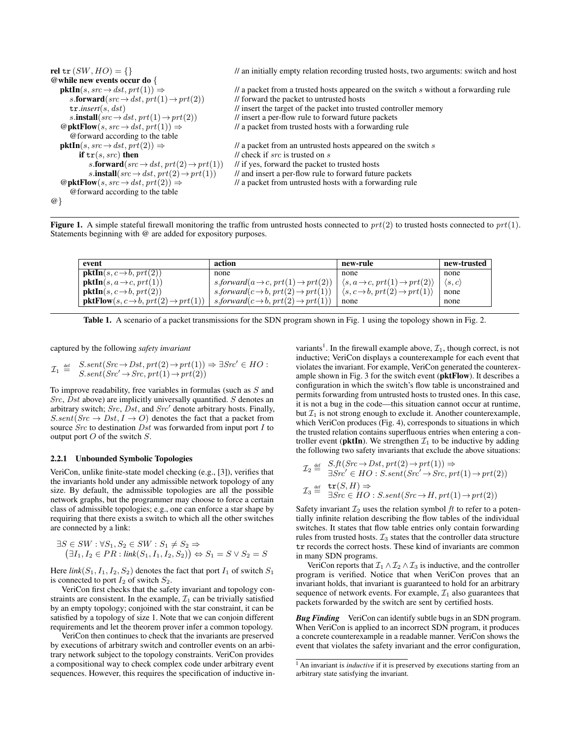```
rel tr (SW, HO) = {}                          // an initially empty relation recording trusted hosts, two arguments: switch and host
@while new events occur do {
  pktIn(s, src→dst, prt(1)) ⇒                 // a packet from a trusted hosts appeared on the switch s without a forwarding rule
    s.forward(src→dst, prt(1)→prt(2))         // forward the packet to untrusted hosts
    tr.insert(s, dst)                         // insert the target of the packet into trusted controller memory
    s.install(src→dst, prt(1)→prt(2))         // insert a per-flow rule to forward future packets
  @pktFlow(s, src→dst, prt(1)) ⇒              // a packet from trusted hosts with a forwarding rule
    @forward according to the table
  pktIn(s, src→dst, prt(2)) ⇒                 // a packet from an untrusted hosts appeared on the switch s
    if tr(s, src) then                        // check if src is trusted on s
      s.forward(src→dst, prt(2)→prt(1))       // if yes, forward the packet to trusted hosts
      s.install(src→dst, prt(2)→prt(1))       // and insert a per-flow rule to forward future packets
  @pktFlow(s, src→dst, prt(2)) ⇒              // a packet from untrusted hosts with a forwarding rule
    @forward according to the table
@}
```

**Figure 1.** A simple stateful firewall monitoring the traffic from untrusted hosts connected to $prt(2)$ to trusted hosts connected to $prt(1)$. Statements beginning with @ are added for expository purposes.

| event | action | new-rule | new-trusted |
|---|---|---|---|
| $\mathbf{pktIn}(s, c \to b, prt(2))$ | none | none | none |
| $\mathbf{pktIn}(s, a \to c, prt(1))$ | $s.forward(a \to c, prt(1) \to prt(2))$ | $\langle s, a \to c, prt(1) \to prt(2) \rangle$ | $\langle s, c \rangle$ |
| $\mathbf{pktIn}(s, c \to b, prt(2))$ | $s.forward(c \to b, prt(2) \to prt(1))$ | $\langle s, c \to b, prt(2) \to prt(1) \rangle$ | none |
| $\mathbf{pktFlow}(s, c \to b, prt(2) \to prt(1))$ | $s.forward(c \to b, prt(2) \to prt(1))$ | none | none |

**Table 1.** A scenario of a packet transmissions for the SDN program shown in Fig. 1 using the topology shown in Fig. 2.

captured by the following *safety invariant*

$$\mathcal{I}_1 \stackrel{\text{def}}{=} \begin{array}{l} S.sent(Src \to Dst, prt(2) \to prt(1)) \Rightarrow \exists Src' \in HO : \\ S.sent(Src' \to Src, prt(1) \to prt(2)) \end{array}$$

To improve readability, free variables in formulas (such as $S$ and $Src$, $Dst$ above) are implicitly universally quantified. $S$ denotes an arbitrary switch; $Src$, $Dst$, and $Src'$ denote arbitrary hosts. Finally, $S.sent(Src \to Dst, I \to O)$ denotes the fact that a packet from source $Src$ to destination $Dst$ was forwarded from input port $I$ to output port $O$ of the switch $S$.

#### 2.2.1 Unbounded Symbolic Topologies

VeriCon, unlike finite-state model checking (e.g., [3]), verifies that the invariants hold under any admissible network topology of any size. By default, the admissible topologies are all the possible network graphs, but the programmer may choose to force a certain class of admissible topologies; e.g., one can enforce a star shape by requiring that there exists a switch to which all the other switches are connected by a link:

$$\begin{array}{l} \exists S \in SW : \forall S_1, S_2 \in SW : S_1 \neq S_2 \Rightarrow \\ \big(\exists I_1, I_2 \in PR : link(S_1, I_1, I_2, S_2)\big) \Leftrightarrow S_1 = S \vee S_2 = S \end{array}$$

Here $link(S_1, I_1, I_2, S_2)$ denotes the fact that port $I_1$ of switch $S_1$ is connected to port $I_2$ of switch $S_2$.

VeriCon first checks that the safety invariant and topology constraints are consistent. In the example, $\mathcal{I}_1$ can be trivially satisfied by an empty topology; conjoined with the star constraint, it can be satisfied by a topology of size 1. Note that we can conjoin different requirements and let the theorem prover infer a common topology.

VeriCon then continues to check that the invariants are preserved by executions of arbitrary switch and controller events on an arbitrary network subject to the topology constraints. VeriCon provides a compositional way to check complex code under arbitrary event sequences. However, this requires the specification of inductive invariants[1]. In the firewall example above, $\mathcal{I}_1$, though correct, is not inductive; VeriCon displays a counterexample for each event that violates the invariant. For example, VeriCon generated the counterexample shown in Fig. 3 for the switch event (**pktFlow**). It describes a configuration in which the switch's flow table is unconstrained and permits forwarding from untrusted hosts to trusted ones. In this case, it is not a bug in the code—this situation cannot occur at runtime, but $\mathcal{I}_1$ is not strong enough to exclude it. Another counterexample, which VeriCon produces (Fig. 4), corresponds to situations in which the trusted relation contains superfluous entries when entering a controller event (**pktIn**). We strengthen $\mathcal{I}_1$ to be inductive by adding the following two safety invariants that exclude the above situations:

$$\mathcal{I}_2 \stackrel{\text{def}}{=} \begin{array}{l} S.ft(Src \to Dst, prt(2) \to prt(1)) \Rightarrow \\ \exists Src' \in HO : S.sent(Src' \to Src, prt(1) \to prt(2)) \end{array}$$

$$\mathcal{I}_3 \stackrel{\text{def}}{=} \begin{array}{l} \mathtt{tr}(S, H) \Rightarrow \\ \exists Src \in HO : S.sent(Src \to H, prt(1) \to prt(2)) \end{array}$$

Safety invariant $\mathcal{I}_2$ uses the relation symbol $ft$ to refer to a potentially infinite relation describing the flow tables of the individual switches. It states that flow table entries only contain forwarding rules from trusted hosts. $\mathcal{I}_3$ states that the controller data structure `tr` records the correct hosts. These kind of invariants are common in many SDN programs.

VeriCon reports that $\mathcal{I}_1 \wedge \mathcal{I}_2 \wedge \mathcal{I}_3$ is inductive, and the controller program is verified. Notice that when VeriCon proves that an invariant holds, that invariant is guaranteed to hold for an arbitrary sequence of network events. For example, $\mathcal{I}_1$ also guarantees that packets forwarded by the switch are sent by certified hosts.

***Bug Finding*** VeriCon can identify subtle bugs in an SDN program. When VeriCon is applied to an incorrect SDN program, it produces a concrete counterexample in a readable manner. VeriCon shows the event that violates the safety invariant and the error configuration,

[1] An invariant is *inductive* if it is preserved by executions starting from an arbitrary state satisfying the invariant.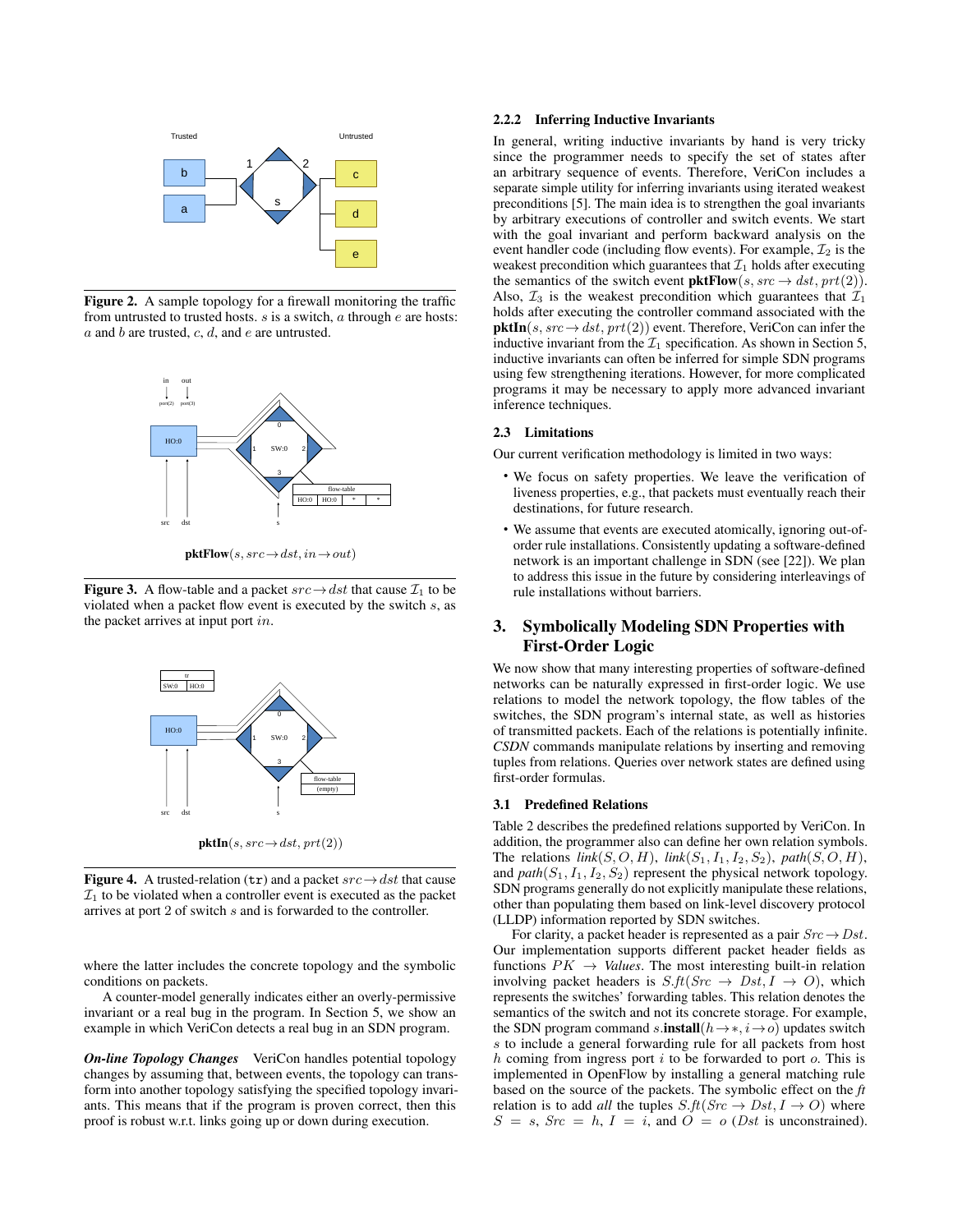Figure 2. A sample topology for a firewall monitoring the traffic from untrusted to trusted hosts. $s$ is a switch, $a$ through $e$ are hosts: $a$ and $b$ are trusted, $c$, $d$, and $e$ are untrusted.

**pktFlow**$(s, src \rightarrow dst, in \rightarrow out)$

Figure 3. A flow-table and a packet $src \rightarrow dst$ that cause $\mathcal{I}_1$ to be violated when a packet flow event is executed by the switch $s$, as the packet arrives at input port $in$.

**pktIn**$(s, src \rightarrow dst, prt(2))$

Figure 4. A trusted-relation (`tr`) and a packet $src \rightarrow dst$ that cause $\mathcal{I}_1$ to be violated when a controller event is executed as the packet arrives at port 2 of switch $s$ and is forwarded to the controller.

where the latter includes the concrete topology and the symbolic conditions on packets.

A counter-model generally indicates either an overly-permissive invariant or a real bug in the program. In Section 5, we show an example in which VeriCon detects a real bug in an SDN program.

***On-line Topology Changes*** VeriCon handles potential topology changes by assuming that, between events, the topology can transform into another topology satisfying the specified topology invariants. This means that if the program is proven correct, then this proof is robust w.r.t. links going up or down during execution.

#### 2.2.2 Inferring Inductive Invariants

In general, writing inductive invariants by hand is very tricky since the programmer needs to specify the set of states after an arbitrary sequence of events. Therefore, VeriCon includes a separate simple utility for inferring invariants using iterated weakest preconditions [5]. The main idea is to strengthen the goal invariants by arbitrary executions of controller and switch events. We start with the goal invariant and perform backward analysis on the event handler code (including flow events). For example, $\mathcal{I}_2$ is the weakest precondition which guarantees that $\mathcal{I}_1$ holds after executing the semantics of the switch event **pktFlow**$(s, src \rightarrow dst, prt(2))$. Also, $\mathcal{I}_3$ is the weakest precondition which guarantees that $\mathcal{I}_1$ holds after executing the controller command associated with the **pktIn**$(s, src \rightarrow dst, prt(2))$ event. Therefore, VeriCon can infer the inductive invariant from the $\mathcal{I}_1$ specification. As shown in Section 5, inductive invariants can often be inferred for simple SDN programs using few strengthening iterations. However, for more complicated programs it may be necessary to apply more advanced invariant inference techniques.

### 2.3 Limitations

Our current verification methodology is limited in two ways:

- We focus on safety properties. We leave the verification of liveness properties, e.g., that packets must eventually reach their destinations, for future research.
- We assume that events are executed atomically, ignoring out-of-order rule installations. Consistently updating a software-defined network is an important challenge in SDN (see [22]). We plan to address this issue in the future by considering interleavings of rule installations without barriers.

## 3. Symbolically Modeling SDN Properties with First-Order Logic

We now show that many interesting properties of software-defined networks can be naturally expressed in first-order logic. We use relations to model the network topology, the flow tables of the switches, the SDN program's internal state, as well as histories of transmitted packets. Each of the relations is potentially infinite. *CSDN* commands manipulate relations by inserting and removing tuples from relations. Queries over network states are defined using first-order formulas.

### 3.1 Predefined Relations

Table 2 describes the predefined relations supported by VeriCon. In addition, the programmer also can define her own relation symbols. The relations *link*$(S, O, H)$, *link*$(S_1, I_1, I_2, S_2)$, *path*$(S, O, H)$, and *path*$(S_1, I_1, I_2, S_2)$ represent the physical network topology. SDN programs generally do not explicitly manipulate these relations, other than populating them based on link-level discovery protocol (LLDP) information reported by SDN switches.

For clarity, a packet header is represented as a pair $Src \rightarrow Dst$. Our implementation supports different packet header fields as functions $PK \rightarrow$ *Values*. The most interesting built-in relation involving packet headers is $S.ft(Src \rightarrow Dst, I \rightarrow O)$, which represents the switches' forwarding tables. This relation denotes the semantics of the switch and not its concrete storage. For example, the SDN program command $s.$**install**$(h \rightarrow *, i \rightarrow o)$ updates switch $s$ to include a general forwarding rule for all packets from host $h$ coming from ingress port $i$ to be forwarded to port $o$. This is implemented in OpenFlow by installing a general matching rule based on the source of the packets. The symbolic effect on the *ft* relation is to add *all* the tuples $S.ft(Src \rightarrow Dst, I \rightarrow O)$ where $S = s$, $Src = h$, $I = i$, and $O = o$ ($Dst$ is unconstrained).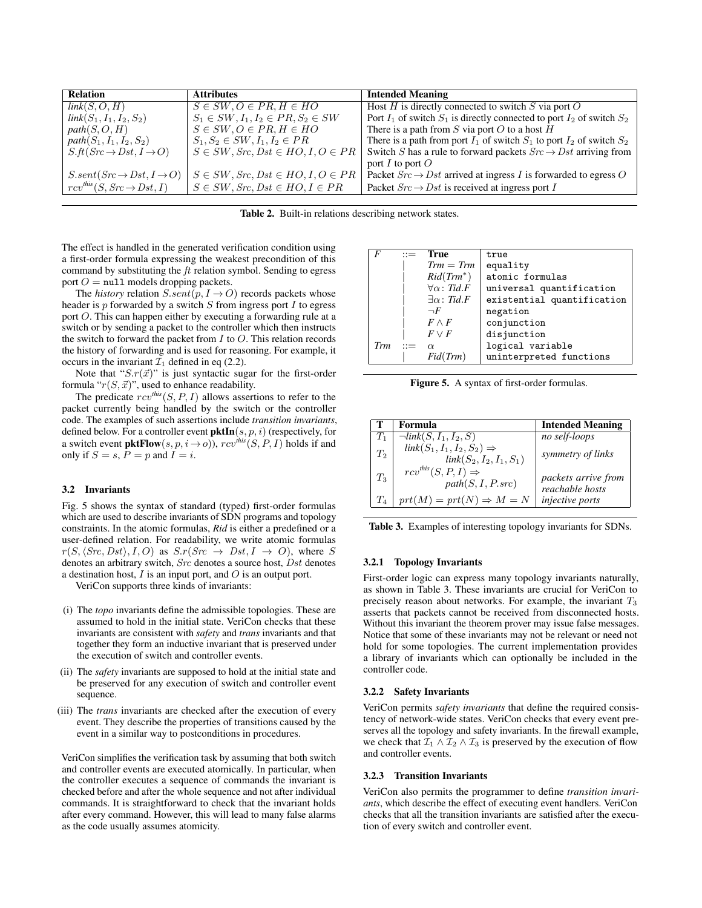| Relation | Attributes | Intended Meaning |
|---|---|---|
| $link(S, O, H)$ | $S \in SW, O \in PR, H \in HO$ | Host $H$ is directly connected to switch $S$ via port $O$ |
| $link(S_1, I_1, I_2, S_2)$ | $S_1 \in SW, I_1, I_2 \in PR, S_2 \in SW$ | Port $I_1$ of switch $S_1$ is directly connected to port $I_2$ of switch $S_2$ |
| $path(S, O, H)$ | $S \in SW, O \in PR, H \in HO$ | There is a path from $S$ via port $O$ to a host $H$ |
| $path(S_1, I_1, I_2, S_2)$ | $S_1, S_2 \in SW, I_1, I_2 \in PR$ | There is a path from port $I_1$ of switch $S_1$ to port $I_2$ of switch $S_2$ |
| $S.ft(Src \rightarrow Dst, I \rightarrow O)$ | $S \in SW, Src, Dst \in HO, I, O \in PR$ | Switch $S$ has a rule to forward packets $Src \rightarrow Dst$ arriving from port $I$ to port $O$ |
| $S.sent(Src \rightarrow Dst, I \rightarrow O)$ | $S \in SW, Src, Dst \in HO, I, O \in PR$ | Packet $Src \rightarrow Dst$ arrived at ingress $I$ is forwarded to egress $O$ |
| $rcv^{this}(S, Src \rightarrow Dst, I)$ | $S \in SW, Src, Dst \in HO, I \in PR$ | Packet $Src \rightarrow Dst$ is received at ingress port $I$ |

**Table 2.** Built-in relations describing network states.

The effect is handled in the generated verification condition using a first-order formula expressing the weakest precondition of this command by substituting the *ft* relation symbol. Sending to egress port $O =$ `null` models dropping packets.

The *history* relation $S.sent(p, I \rightarrow O)$ records packets whose header is $p$ forwarded by a switch $S$ from ingress port $I$ to egress port $O$. This can happen either by executing a forwarding rule at a switch or by sending a packet to the controller which then instructs the switch to forward the packet from $I$ to $O$. This relation records the history of forwarding and is used for reasoning. For example, it occurs in the invariant $\mathcal{I}_1$ defined in eq (2.2).

Note that "$S.r(\vec{x})$" is just syntactic sugar for the first-order formula "$r(S, \vec{x})$", used to enhance readability.

The predicate $rcv^{this}(S, P, I)$ allows assertions to refer to the packet currently being handled by the switch or the controller code. The examples of such assertions include *transition invariants*, defined below. For a controller event **pktIn**$(s, p, i)$ (respectively, for a switch event **pktFlow**$(s, p, i \rightarrow o)$), $rcv^{this}(S, P, I)$ holds if and only if $S = s$, $P = p$ and $I = i$.

### 3.2 Invariants

Fig. 5 shows the syntax of standard (typed) first-order formulas which are used to describe invariants of SDN programs and topology constraints. In the atomic formulas, *Rid* is either a predefined or a user-defined relation. For readability, we write atomic formulas $r(S, \langle Src, Dst \rangle, I, O)$ as $S.r(Src \rightarrow Dst, I \rightarrow O)$, where $S$ denotes an arbitrary switch, $Src$ denotes a source host, $Dst$ denotes a destination host, $I$ is an input port, and $O$ is an output port.

VeriCon supports three kinds of invariants:

(i) The *topo* invariants define the admissible topologies. These are assumed to hold in the initial state. VeriCon checks that these invariants are consistent with *safety* and *trans* invariants and that together they form an inductive invariant that is preserved under the execution of switch and controller events.

(ii) The *safety* invariants are supposed to hold at the initial state and be preserved for any execution of switch and controller event sequence.

(iii) The *trans* invariants are checked after the execution of every event. They describe the properties of transitions caused by the event in a similar way to postconditions in procedures.

VeriCon simplifies the verification task by assuming that both switch and controller events are executed atomically. In particular, when the controller executes a sequence of commands the invariant is checked before and after the whole sequence and not after individual commands. It is straightforward to check that the invariant holds after every command. However, this will lead to many false alarms as the code usually assumes atomicity.

| | | | |
|---|---|---|---|
| $F$ | $::=$ | **True** | `true` |
| | $\mid$ | $Trm = Trm$ | `equality` |
| | $\mid$ | $Rid(Trm^*)$ | `atomic formulas` |
| | $\mid$ | $\forall \alpha\colon Tid.F$ | `universal quantification` |
| | $\mid$ | $\exists \alpha\colon Tid.F$ | `existential quantification` |
| | $\mid$ | $\neg F$ | `negation` |
| | $\mid$ | $F \wedge F$ | `conjunction` |
| | $\mid$ | $F \vee F$ | `disjunction` |
| $Trm$ | $::=$ | $\alpha$ | `logical variable` |
| | $\mid$ | $Fid(Trm)$ | `uninterpreted functions` |

**Figure 5.** A syntax of first-order formulas.

| T | Formula | Intended Meaning |
|---|---|---|
| $T_1$ | $\neg link(S, I_1, I_2, S)$ | *no self-loops* |
| $T_2$ | $link(S_1, I_1, I_2, S_2) \Rightarrow link(S_2, I_2, I_1, S_1)$ | *symmetry of links* |
| $T_3$ | $rcv^{this}(S, P, I) \Rightarrow path(S, I, P.src)$ | *packets arrive from reachable hosts* |
| $T_4$ | $prt(M) = prt(N) \Rightarrow M = N$ | *injective ports* |

**Table 3.** Examples of interesting topology invariants for SDNs.

#### 3.2.1 Topology Invariants

First-order logic can express many topology invariants naturally, as shown in Table 3. These invariants are crucial for VeriCon to precisely reason about networks. For example, the invariant $T_3$ asserts that packets cannot be received from disconnected hosts. Without this invariant the theorem prover may issue false messages. Notice that some of these invariants may not be relevant or need not hold for some topologies. The current implementation provides a library of invariants which can optionally be included in the controller code.

#### 3.2.2 Safety Invariants

VeriCon permits *safety invariants* that define the required consistency of network-wide states. VeriCon checks that every event preserves all the topology and safety invariants. In the firewall example, we check that $\mathcal{I}_1 \wedge \mathcal{I}_2 \wedge \mathcal{I}_3$ is preserved by the execution of flow and controller events.

#### 3.2.3 Transition Invariants

VeriCon also permits the programmer to define *transition invariants*, which describe the effect of executing event handlers. VeriCon checks that all the transition invariants are satisfied after the execution of every switch and controller event.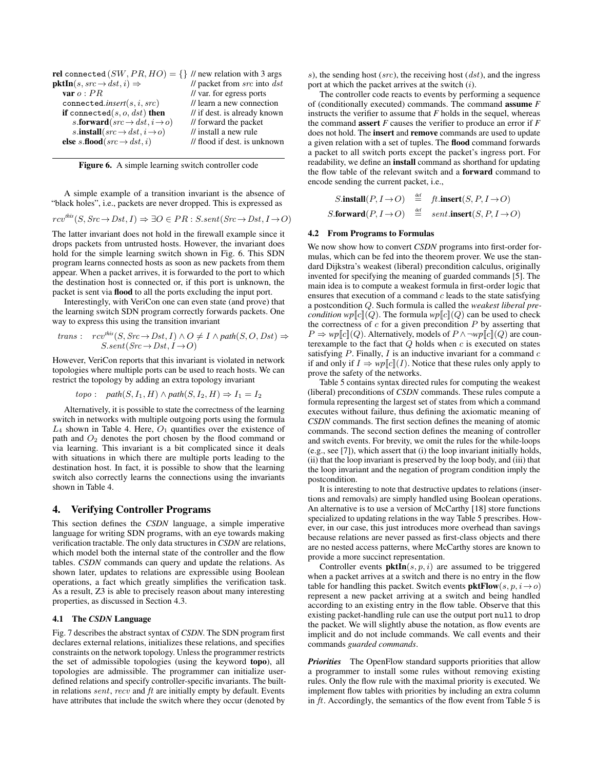```
rel connected (SW, PR, HO) = {}   // new relation with 3 args
pktIn(s, src → dst, i) ⇒          // packet from src into dst
  var o : PR                      // var. for egress ports
  connected.insert(s, i, src)     // learn a new connection
  if connected(s, o, dst) then    // if dest. is already known
    s.forward(src → dst, i → o)   // forward the packet
    s.install(src → dst, i → o)   // install a new rule
  else s.flood(src → dst, i)      // flood if dest. is unknown
```

**Figure 6.** A simple learning switch controller code

A simple example of a transition invariant is the absence of "black holes", i.e., packets are never dropped. This is expressed as

$$rcv^{this}(S, Src \to Dst, I) \Rightarrow \exists O \in PR : S.sent(Src \to Dst, I \to O)$$

The latter invariant does not hold in the firewall example since it drops packets from untrusted hosts. However, the invariant does hold for the simple learning switch shown in Fig. 6. This SDN program learns connected hosts as soon as new packets from them appear. When a packet arrives, it is forwarded to the port to which the destination host is connected or, if this port is unknown, the packet is sent via **flood** to all the ports excluding the input port.

Interestingly, with VeriCon one can even state (and prove) that the learning switch SDN program correctly forwards packets. One way to express this using the transition invariant

$$trans: \quad rcv^{this}(S, Src \to Dst, I) \land O \neq I \land path(S, O, Dst) \Rightarrow S.sent(Src \to Dst, I \to O)$$

However, VeriCon reports that this invariant is violated in network topologies where multiple ports can be used to reach hosts. We can restrict the topology by adding an extra topology invariant

$$topo: \quad path(S, I_1, H) \land path(S, I_2, H) \Rightarrow I_1 = I_2$$

Alternatively, it is possible to state the correctness of the learning switch in networks with multiple outgoing ports using the formula $L_4$ shown in Table 4. Here, $O_1$ quantifies over the existence of path and $O_2$ denotes the port chosen by the flood command or via learning. This invariant is a bit complicated since it deals with situations in which there are multiple ports leading to the destination host. In fact, it is possible to show that the learning switch also correctly learns the connections using the invariants shown in Table 4.

## 4. Verifying Controller Programs

This section defines the *CSDN* language, a simple imperative language for writing SDN programs, with an eye towards making verification tractable. The only data structures in *CSDN* are relations, which model both the internal state of the controller and the flow tables. *CSDN* commands can query and update the relations. As shown later, updates to relations are expressible using Boolean operations, a fact which greatly simplifies the verification task. As a result, Z3 is able to precisely reason about many interesting properties, as discussed in Section 4.3.

### 4.1 The *CSDN* Language

Fig. 7 describes the abstract syntax of *CSDN*. The SDN program first declares external relations, initializes these relations, and specifies constraints on the network topology. Unless the programmer restricts the set of admissible topologies (using the keyword **topo**), all topologies are admissible. The programmer can initialize user-defined relations and specify controller-specific invariants. The built-in relations $sent$, $recv$ and $ft$ are initially empty by default. Events have attributes that include the switch where they occur (denoted by $s$), the sending host ($src$), the receiving host ($dst$), and the ingress port at which the packet arrives at the switch ($i$).

The controller code reacts to events by performing a sequence of (conditionally executed) commands. The command **assume** $F$ instructs the verifier to assume that $F$ holds in the sequel, whereas the command **assert** $F$ causes the verifier to produce an error if $F$ does not hold. The **insert** and **remove** commands are used to update a given relation with a set of tuples. The **flood** command forwards a packet to all switch ports except the packet's ingress port. For readability, we define an **install** command as shorthand for updating the flow table of the relevant switch and a **forward** command to encode sending the current packet, i.e.,

$$S.\textbf{install}(P, I \to O) \stackrel{\text{def}}{=} ft.\textbf{insert}(S, P, I \to O)$$
$$S.\textbf{forward}(P, I \to O) \stackrel{\text{def}}{=} sent.\textbf{insert}(S, P, I \to O)$$

### 4.2 From Programs to Formulas

We now show how to convert *CSDN* programs into first-order formulas, which can be fed into the theorem prover. We use the standard Dijkstra's weakest (liberal) precondition calculus, originally invented for specifying the meaning of guarded commands [5]. The main idea is to compute a weakest formula in first-order logic that ensures that execution of a command $c$ leads to the state satisfying a postcondition $Q$. Such formula is called the *weakest liberal precondition* $wp[\![c]\!](Q)$. The formula $wp[\![c]\!](Q)$ can be used to check the correctness of $c$ for a given precondition $P$ by asserting that $P \Rightarrow wp[\![c]\!](Q)$. Alternatively, models of $P \land \neg wp[\![c]\!](Q)$ are counterexample to the fact that $Q$ holds when $c$ is executed on states satisfying $P$. Finally, $I$ is an inductive invariant for a command $c$ if and only if $I \Rightarrow wp[\![c]\!](I)$. Notice that these rules only apply to prove the safety of the networks.

Table 5 contains syntax directed rules for computing the weakest (liberal) preconditions of *CSDN* commands. These rules compute a formula representing the largest set of states from which a command executes without failure, thus defining the axiomatic meaning of *CSDN* commands. The first section defines the meaning of atomic commands. The second section defines the meaning of controller and switch events. For brevity, we omit the rules for the while-loops (e.g., see [7]), which assert that (i) the loop invariant initially holds, (ii) that the loop invariant is preserved by the loop body, and (iii) that the loop invariant and the negation of program condition imply the postcondition.

It is interesting to note that destructive updates to relations (insertions and removals) are simply handled using Boolean operations. An alternative is to use a version of McCarthy [18] store functions specialized to updating relations in the way Table 5 prescribes. However, in our case, this just introduces more overhead than savings because relations are never passed as first-class objects and there are no nested access patterns, where McCarthy stores are known to provide a more succinct representation.

Controller events $\textbf{pktIn}(s, p, i)$ are assumed to be triggered when a packet arrives at a switch and there is no entry in the flow table for handling this packet. Switch events $\textbf{pktFlow}(s, p, i \to o)$ represent a new packet arriving at a switch and being handled according to an existing entry in the flow table. Observe that this existing packet-handling rule can use the output port `null` to drop the packet. We will slightly abuse the notation, as flow events are implicit and do not include commands. We call events and their commands *guarded commands*.

***Priorities*** The OpenFlow standard supports priorities that allow a programmer to install some rules without removing existing rules. Only the flow rule with the maximal priority is executed. We implement flow tables with priorities by including an extra column in $ft$. Accordingly, the semantics of the flow event from Table 5 is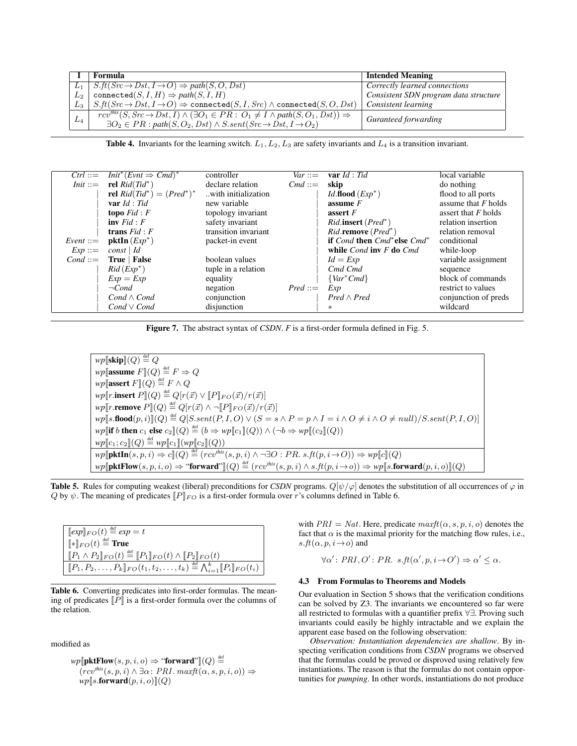| I | Formula | Intended Meaning |
|---|---|---|
| $L_1$ | $S.ft(Src \to Dst, I \to O) \Rightarrow path(S, O, Dst)$ | *Correctly learned connections* |
| $L_2$ | $\texttt{connected}(S, I, H) \Rightarrow path(S, I, H)$ | *Consistent SDN program data structure* |
| $L_3$ | $S.ft(Src \to Dst, I \to O) \Rightarrow \texttt{connected}(S, I, Src) \wedge \texttt{connected}(S, O, Dst)$ | *Consistent learning* |
| $L_4$ | $rcv^{this}(S, Src \to Dst, I) \wedge (\exists O_1 \in PR: O_1 \neq I \wedge path(S, O_1, Dst)) \Rightarrow$ $\exists O_2 \in PR: path(S, O_2, Dst) \wedge S.sent(Src \to Dst, I \to O_2)$ | *Guranteed forwarding* |

**Table 4.** Invariants for the learning switch. $L_1, L_2, L_3$ are safety invariants and $L_4$ is a transition invariant.

| | | | | | |
|---|---|---|---|---|---|
| *Ctrl* ::= | *Init*$^*$(*Evnt* $\Rightarrow$ *Cmd*)$^*$ | controller | *Var* ::= | **var** *Id* : *Tid* | local variable |
| *Init* ::= | **rel** *Rid*(*Tid*$^*$) | declare relation | *Cmd* ::= | **skip** | do nothing |
| \| | **rel** *Rid*(*Tid*$^*$) = (*Pred*$^*$)$^*$ | ..with initialization | \| | *Id*.**flood** (*Exp*$^*$) | flood to all ports |
| \| | **var** *Id* : *Tid* | new variable | \| | **assume** *F* | assume that *F* holds |
| \| | **topo** *Fid* : *F* | topology invariant | \| | **assert** *F* | assert that *F* holds |
| \| | **inv** *Fid* : *F* | safety invariant | \| | *Rid*.**insert** (*Pred*$^*$) | relation insertion |
| \| | **trans** *Fid* : *F* | transition invariant | \| | *Rid*.**remove** (*Pred*$^*$) | relation removal |
| *Event* ::= | **pktIn** (*Exp*$^*$) | packet-in event | \| | **if** *Cond* **then** *Cmd*$^*$**else** *Cmd*$^*$ | conditional |
| *Exp* ::= | *const* \| *Id* | | \| | **while** *Cond* **inv** *F* **do** *Cmd* | while-loop |
| *Cond* ::= | **True** \| **False** | boolean values | \| | *Id* = *Exp* | variable assignment |
| \| | *Rid* (*Exp*$^*$) | tuple in a relation | \| | *Cmd Cmd* | sequence |
| \| | *Exp* = *Exp* | equality | \| | {*Var*$^*$*Cmd*} | block of commands |
| \| | $\neg$*Cond* | negation | *Pred* ::= | *Exp* | restrict to values |
| \| | *Cond* $\wedge$ *Cond* | conjunction | \| | *Pred* $\wedge$ *Pred* | conjunction of preds |
| \| | *Cond* $\vee$ *Cond* | disjunction | \| | $*$ | wildcard |

**Figure 7.** The abstract syntax of *CSDN*. *F* is a first-order formula defined in Fig. 5.

| |
|---|
| $wp[\![\textbf{skip}]\!](Q) \stackrel{\text{def}}{=} Q$ |
| $wp[\![\textbf{assume } F]\!](Q) \stackrel{\text{def}}{=} F \Rightarrow Q$ |
| $wp[\![\textbf{assert } F]\!](Q) \stackrel{\text{def}}{=} F \wedge Q$ |
| $wp[\![r.\textbf{insert } P]\!](Q) \stackrel{\text{def}}{=} Q[r(\vec{x}) \vee [\![P]\!]_{FO}(\vec{x})/r(\vec{x})]$ |
| $wp[\![r.\textbf{remove } P]\!](Q) \stackrel{\text{def}}{=} Q[r(\vec{x}) \wedge \neg[\![P]\!]_{FO}(\vec{x})/r(\vec{x})]$ |
| $wp[\![s.\textbf{flood}(p,i)]\!](Q) \stackrel{\text{def}}{=} Q[S.sent(P,I,O) \vee (S = s \wedge P = p \wedge I = i \wedge O \neq i \wedge O \neq null)/S.sent(P,I,O)]$ |
| $wp[\![\textbf{if } b \textbf{ then } c_1 \textbf{ else } c_2]\!](Q) \stackrel{\text{def}}{=} (b \Rightarrow wp[\![c_1]\!](Q)) \wedge (\neg b \Rightarrow wp[\![(c_2]\!](Q))$ |
| $wp[\![c_1; c_2]\!](Q) \stackrel{\text{def}}{=} wp[\![c_1]\!](wp[\![c_2]\!](Q))$ |
| $wp[\![\textbf{pktIn}(s,p,i) \Rightarrow c]\!](Q) \stackrel{\text{def}}{=} (rcv^{this}(s,p,i) \wedge \neg\exists O: PR.\ s.ft(p, i \to O)) \Rightarrow wp[\![c]\!](Q)$ |
| $wp[\![\textbf{pktFlow}(s,p,i,o) \Rightarrow \text{“}\textbf{forward}\text{”}]\!](Q) \stackrel{\text{def}}{=} (rcv^{this}(s,p,i) \wedge s.ft(p, i \to o)) \Rightarrow wp[\![s.\textbf{forward}(p,i,o)]\!](Q)$ |

**Table 5.** Rules for computing weakest (liberal) preconditions for *CSDN* programs. $Q[\psi/\varphi]$ denotes the substitution of all occurrences of $\varphi$ in $Q$ by $\psi$. The meaning of predicates $[\![P]\!]_{FO}$ is a first-order formula over $r$'s columns defined in Table 6.

| |
|---|
| $[\![exp]\!]_{FO}(t) \stackrel{\text{def}}{=} exp = t$ |
| $[\![*]\!]_{FO}(t) \stackrel{\text{def}}{=} \textbf{True}$ |
| $[\![P_1 \wedge P_2]\!]_{FO}(t) \stackrel{\text{def}}{=} [\![P_1]\!]_{FO}(t) \wedge [\![P_2]\!]_{FO}(t)$ |
| $[\![P_1, P_2, \ldots, P_k]\!]_{FO}(t_1, t_2, \ldots, t_k) \stackrel{\text{def}}{=} \bigwedge_{i=1}^{k} [\![P_i]\!]_{FO}(t_i)$ |

**Table 6.** Converting predicates into first-order formulas. The meaning of predicates $[\![P]\!]$ is a first-order formula over the columns of the relation.

modified as

$$wp[\![\textbf{pktFlow}(s,p,i,o) \Rightarrow \text{“}\textbf{forward}\text{”}]\!](Q) \stackrel{\text{def}}{=} (rcv^{this}(s,p,i) \wedge \exists \alpha\colon PRI.\ maxft(\alpha, s, p, i, o)) \Rightarrow wp[\![s.\textbf{forward}(p,i,o)]\!](Q)$$

with $PRI = Nat$. Here, predicate $maxft(\alpha, s, p, i, o)$ denotes the fact that $\alpha$ is the maximal priority for the matching flow rules, i.e., $s.ft(\alpha, p, i \to o)$ and

$$\forall \alpha'\colon PRI, O'\colon PR.\ s.ft(\alpha', p, i \to O') \Rightarrow \alpha' \leq \alpha.$$

### 4.3 From Formulas to Theorems and Models

Our evaluation in Section 5 shows that the verification conditions can be solved by Z3. The invariants we encountered so far were all restricted to formulas with a quantifier prefix $\forall\exists$. Proving such invariants could easily be highly intractable and we explain the apparent ease based on the following observation:

*Observation: Instantiation dependencies are shallow.* By inspecting verification conditions from *CSDN* programs we observed that the formulas could be proved or disproved using relatively few instantiations. The reason is that the formulas do not contain opportunities for *pumping*. In other words, instantiations do not produce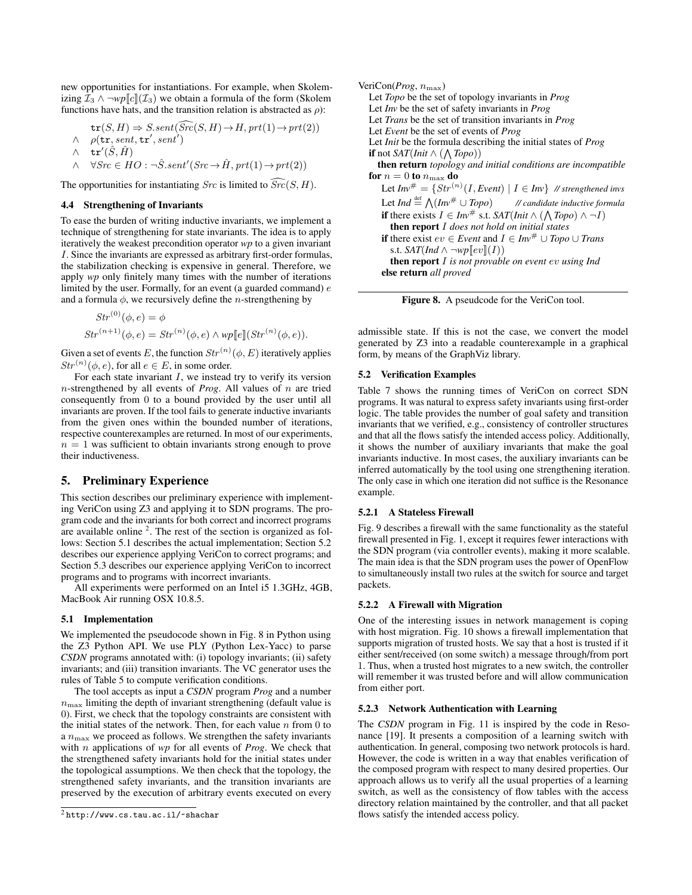new opportunities for instantiations. For example, when Skolemizing $\mathcal{I}_3 \wedge \neg wp[\![c]\!](\mathcal{I}_3)$ we obtain a formula of the form (Skolem functions have hats, and the transition relation is abstracted as $\rho$):

$$
\begin{aligned}
& \mathtt{tr}(S, H) \Rightarrow S.sent(\widehat{Src}(S, H) \to H, prt(1) \to prt(2)) \\
\wedge \quad & \rho(\mathtt{tr}, sent, \mathtt{tr}', sent') \\
\wedge \quad & \mathtt{tr}'(\hat{S}, \hat{H}) \\
\wedge \quad & \forall Src \in HO : \neg \hat{S}.sent'(Src \to \hat{H}, prt(1) \to prt(2))
\end{aligned}
$$

The opportunities for instantiating $Src$ is limited to $\widehat{Src}(S, H)$.

### 4.4 Strengthening of Invariants

To ease the burden of writing inductive invariants, we implement a technique of strengthening for state invariants. The idea is to apply iteratively the weakest precondition operator *wp* to a given invariant $I$. Since the invariants are expressed as arbitrary first-order formulas, the stabilization checking is expensive in general. Therefore, we apply *wp* only finitely many times with the number of iterations limited by the user. Formally, for an event (a guarded command) $e$ and a formula $\phi$, we recursively define the $n$-strengthening by

$$
\begin{aligned}
& Str^{(0)}(\phi, e) = \phi \\
& Str^{(n+1)}(\phi, e) = Str^{(n)}(\phi, e) \wedge wp[\![e]\!](Str^{(n)}(\phi, e)).
\end{aligned}
$$

Given a set of events $E$, the function $Str^{(n)}(\phi, E)$ iteratively applies $Str^{(n)}(\phi, e)$, for all $e \in E$, in some order.

For each state invariant $I$, we instead try to verify its version $n$-strengthened by all events of *Prog*. All values of $n$ are tried consequently from 0 to a bound provided by the user until all invariants are proven. If the tool fails to generate inductive invariants from the given ones within the bounded number of iterations, respective counterexamples are returned. In most of our experiments, $n = 1$ was sufficient to obtain invariants strong enough to prove their inductiveness.

## 5. Preliminary Experience

This section describes our preliminary experience with implementing VeriCon using Z3 and applying it to SDN programs. The program code and the invariants for both correct and incorrect programs are available online [2]. The rest of the section is organized as follows: Section 5.1 describes the actual implementation; Section 5.2 describes our experience applying VeriCon to correct programs; and Section 5.3 describes our experience applying VeriCon to incorrect programs and to programs with incorrect invariants.

All experiments were performed on an Intel i5 1.3GHz, 4GB, MacBook Air running OSX 10.8.5.

### 5.1 Implementation

We implemented the pseudocode shown in Fig. 8 in Python using the Z3 Python API. We use PLY (Python Lex-Yacc) to parse *CSDN* programs annotated with: (i) topology invariants; (ii) safety invariants; and (iii) transition invariants. The VC generator uses the rules of Table 5 to compute verification conditions.

The tool accepts as input a *CSDN* program *Prog* and a number $n_{\max}$ limiting the depth of invariant strengthening (default value is 0). First, we check that the topology constraints are consistent with the initial states of the network. Then, for each value $n$ from 0 to a $n_{\max}$ we proceed as follows. We strengthen the safety invariants with $n$ applications of *wp* for all events of *Prog*. We check that the strengthened safety invariants hold for the initial states under the topological assumptions. We then check that the topology, the strengthened safety invariants, and the transition invariants are preserved by the execution of arbitrary events executed on every admissible state. If this is not the case, we convert the model generated by Z3 into a readable counterexample in a graphical form, by means of the GraphViz library.

[2] http://www.cs.tau.ac.il/~shachar

```
VeriCon(Prog, n_max)
  Let Topo be the set of topology invariants in Prog
  Let Inv be the set of safety invariants in Prog
  Let Trans be the set of transition invariants in Prog
  Let Event be the set of events of Prog
  Let Init be the formula describing the initial states of Prog
  if not SAT(Init ∧ (⋀ Topo))
    then return topology and initial conditions are incompatible
  for n = 0 to n_max do
    Let Inv# = {Str^(n)(I, Event) | I ∈ Inv}  // strengthened invs
    Let Ind ≝ ⋀(Inv# ∪ Topo)      // candidate inductive formula
    if there exists I ∈ Inv# s.t. SAT(Init ∧ (⋀ Topo) ∧ ¬I)
      then report I does not hold on initial states
    if there exist ev ∈ Event and I ∈ Inv# ∪ Topo ∪ Trans
      s.t. SAT(Ind ∧ ¬wp[[ev]](I))
      then report I is not provable on event ev using Ind
  else return all proved
```

**Figure 8.** A pseudocode for the VeriCon tool.

### 5.2 Verification Examples

Table 7 shows the running times of VeriCon on correct SDN programs. It was natural to express safety invariants using first-order logic. The table provides the number of goal safety and transition invariants that we verified, e.g., consistency of controller structures and that all the flows satisfy the intended access policy. Additionally, it shows the number of auxiliary invariants that make the goal invariants inductive. In most cases, the auxiliary invariants can be inferred automatically by the tool using one strengthening iteration. The only case in which one iteration did not suffice is the Resonance example.

#### 5.2.1 A Stateless Firewall

Fig. 9 describes a firewall with the same functionality as the stateful firewall presented in Fig. 1, except it requires fewer interactions with the SDN program (via controller events), making it more scalable. The main idea is that the SDN program uses the power of OpenFlow to simultaneously install two rules at the switch for source and target packets.

#### 5.2.2 A Firewall with Migration

One of the interesting issues in network management is coping with host migration. Fig. 10 shows a firewall implementation that supports migration of trusted hosts. We say that a host is trusted if it either sent/received (on some switch) a message through/from port 1. Thus, when a trusted host migrates to a new switch, the controller will remember it was trusted before and will allow communication from either port.

#### 5.2.3 Network Authentication with Learning

The *CSDN* program in Fig. 11 is inspired by the code in Resonance [19]. It presents a composition of a learning switch with authentication. In general, composing two network protocols is hard. However, the code is written in a way that enables verification of the composed program with respect to many desired properties. Our approach allows us to verify all the usual properties of a learning switch, as well as the consistency of flow tables with the access directory relation maintained by the controller, and that all packet flows satisfy the intended access policy.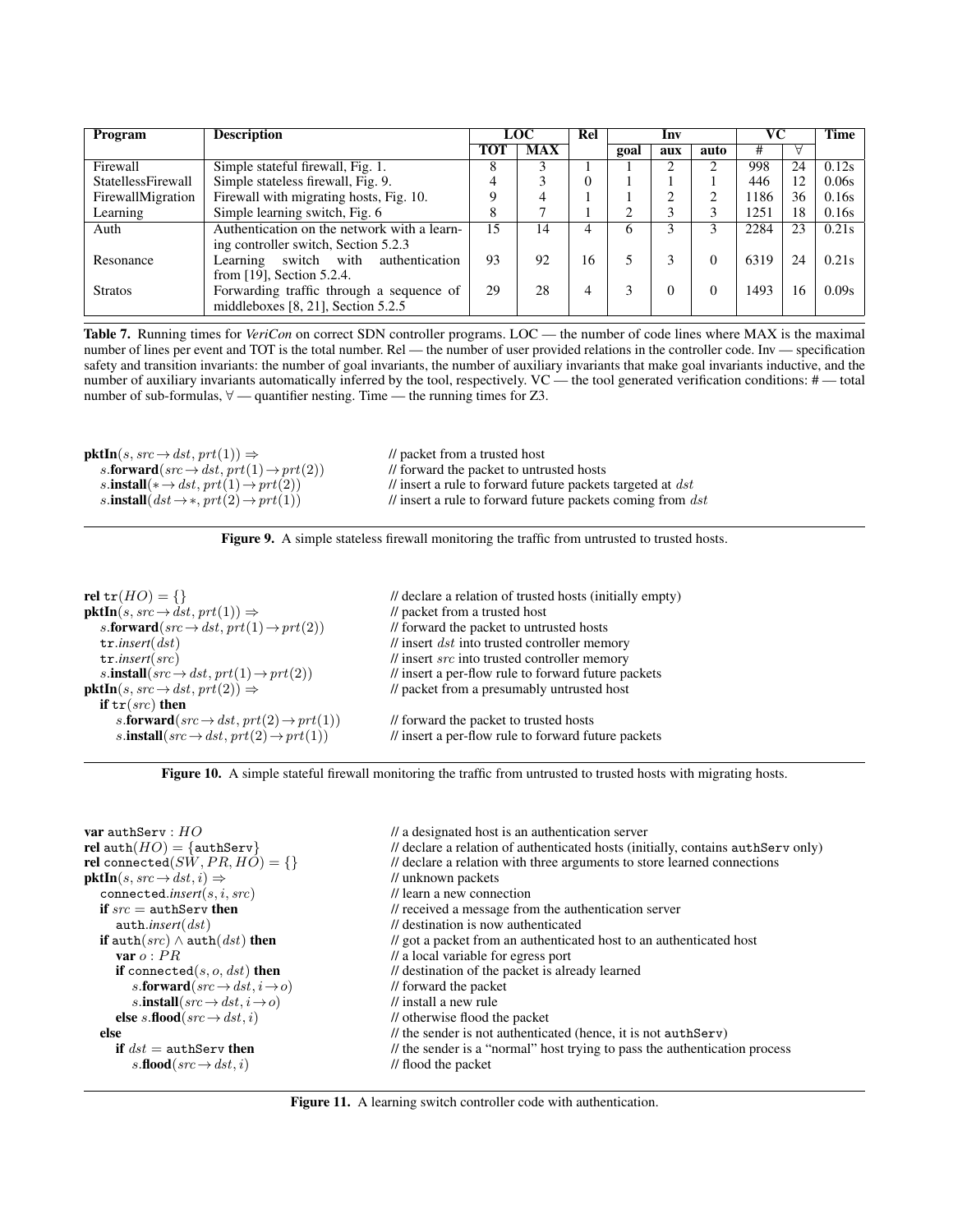| Program | Description | LOC | | Rel | Inv | | | VC | | Time |
|---|---|---|---|---|---|---|---|---|---|---|
| | | TOT | MAX | | goal | aux | auto | # | ∀ | |
| Firewall | Simple stateful firewall, Fig. 1. | 8 | 3 | 1 | 1 | 2 | 2 | 998 | 24 | 0.12s |
| StatellessFirewall | Simple stateless firewall, Fig. 9. | 4 | 3 | 0 | 1 | 1 | 1 | 446 | 12 | 0.06s |
| FirewallMigration | Firewall with migrating hosts, Fig. 10. | 9 | 4 | 1 | 1 | 2 | 2 | 1186 | 36 | 0.16s |
| Learning | Simple learning switch, Fig. 6 | 8 | 7 | 1 | 2 | 3 | 3 | 1251 | 18 | 0.16s |
| Auth | Authentication on the network with a learning controller switch, Section 5.2.3 | 15 | 14 | 4 | 6 | 3 | 3 | 2284 | 23 | 0.21s |
| Resonance | Learning switch with authentication from [19], Section 5.2.4. | 93 | 92 | 16 | 5 | 3 | 0 | 6319 | 24 | 0.21s |
| Stratos | Forwarding traffic through a sequence of middleboxes [8, 21], Section 5.2.5 | 29 | 28 | 4 | 3 | 0 | 0 | 1493 | 16 | 0.09s |

**Table 7.** Running times for *VeriCon* on correct SDN controller programs. LOC — the number of code lines where MAX is the maximal number of lines per event and TOT is the total number. Rel — the number of user provided relations in the controller code. Inv — specification safety and transition invariants: the number of goal invariants, the number of auxiliary invariants that make goal invariants inductive, and the number of auxiliary invariants automatically inferred by the tool, respectively. VC — the tool generated verification conditions: # — total number of sub-formulas, ∀ — quantifier nesting. Time — the running times for Z3.

```
pktIn(s, src → dst, prt(1)) ⇒                  // packet from a trusted host
   s.forward(src → dst, prt(1) → prt(2))       // forward the packet to untrusted hosts
   s.install(∗ → dst, prt(1) → prt(2))         // insert a rule to forward future packets targeted at dst
   s.install(dst → ∗, prt(2) → prt(1))         // insert a rule to forward future packets coming from dst
```

**Figure 9.** A simple stateless firewall monitoring the traffic from untrusted to trusted hosts.

```
rel tr(HO) = {}                                 // declare a relation of trusted hosts (initially empty)
pktIn(s, src → dst, prt(1)) ⇒                  // packet from a trusted host
   s.forward(src → dst, prt(1) → prt(2))       // forward the packet to untrusted hosts
   tr.insert(dst)                              // insert dst into trusted controller memory
   tr.insert(src)                              // insert src into trusted controller memory
   s.install(src → dst, prt(1) → prt(2))       // insert a per-flow rule to forward future packets
pktIn(s, src → dst, prt(2)) ⇒                  // packet from a presumably untrusted host
   if tr(src) then
      s.forward(src → dst, prt(2) → prt(1))    // forward the packet to trusted hosts
      s.install(src → dst, prt(2) → prt(1))    // insert a per-flow rule to forward future packets
```

**Figure 10.** A simple stateful firewall monitoring the traffic from untrusted to trusted hosts with migrating hosts.

```
var authServ : HO                               // a designated host is an authentication server
rel auth(HO) = {authServ}                       // declare a relation of authenticated hosts (initially, contains authServ only)
rel connected(SW, PR, HO) = {}                  // declare a relation with three arguments to store learned connections
pktIn(s, src → dst, i) ⇒                       // unknown packets
   connected.insert(s, i, src)                 // learn a new connection
   if src = authServ then                      // received a message from the authentication server
      auth.insert(dst)                         // destination is now authenticated
   if auth(src) ∧ auth(dst) then               // got a packet from an authenticated host to an authenticated host
      var o : PR                               // a local variable for egress port
      if connected(s, o, dst) then             // destination of the packet is already learned
         s.forward(src → dst, i → o)           // forward the packet
         s.install(src → dst, i → o)           // install a new rule
      else s.flood(src → dst, i)               // otherwise flood the packet
   else                                        // the sender is not authenticated (hence, it is not authServ)
      if dst = authServ then                   // the sender is a "normal" host trying to pass the authentication process
         s.flood(src → dst, i)                 // flood the packet
```

**Figure 11.** A learning switch controller code with authentication.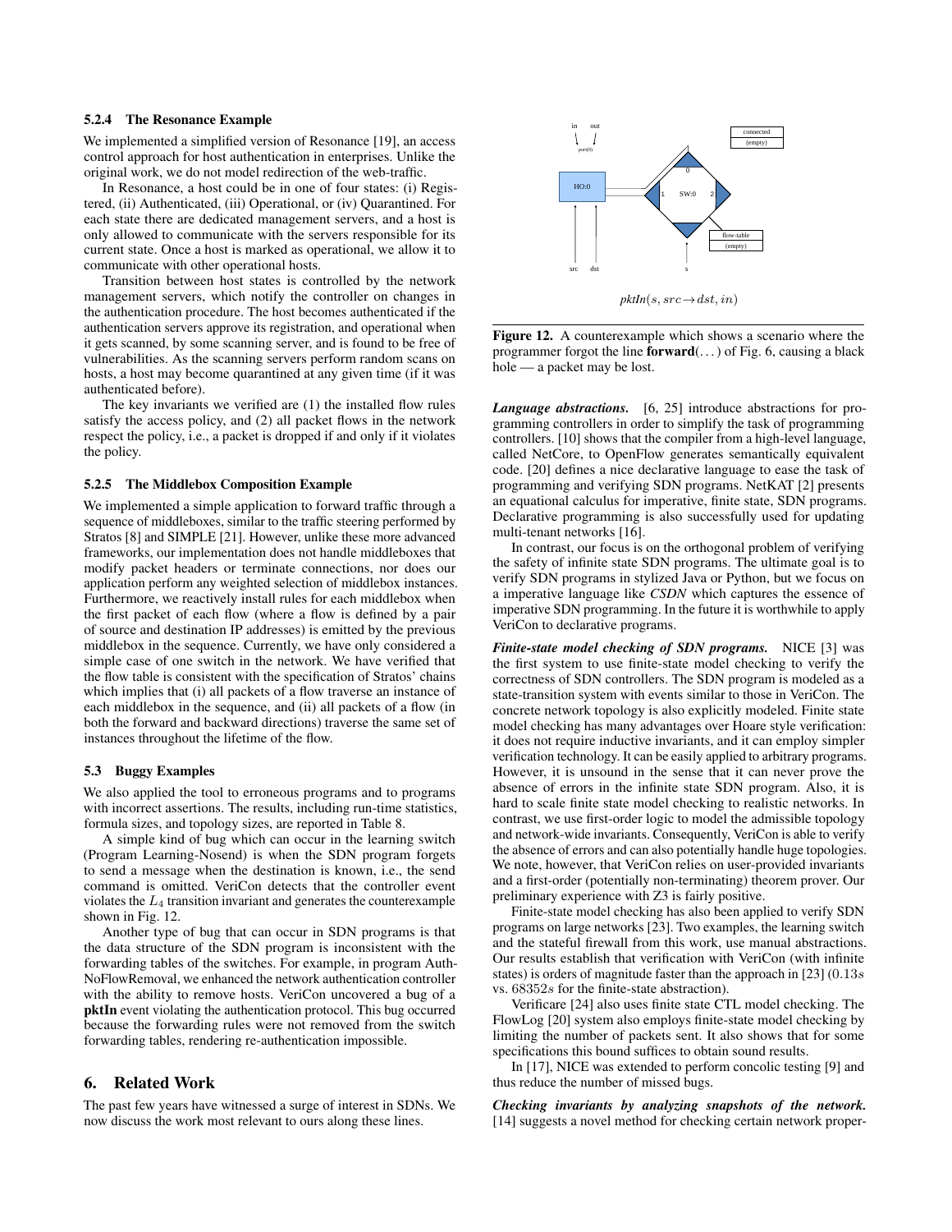#### 5.2.4 The Resonance Example

We implemented a simplified version of Resonance [19], an access control approach for host authentication in enterprises. Unlike the original work, we do not model redirection of the web-traffic.

In Resonance, a host could be in one of four states: (i) Registered, (ii) Authenticated, (iii) Operational, or (iv) Quarantined. For each state there are dedicated management servers, and a host is only allowed to communicate with the servers responsible for its current state. Once a host is marked as operational, we allow it to communicate with other operational hosts.

Transition between host states is controlled by the network management servers, which notify the controller on changes in the authentication procedure. The host becomes authenticated if the authentication servers approve its registration, and operational when it gets scanned, by some scanning server, and is found to be free of vulnerabilities. As the scanning servers perform random scans on hosts, a host may become quarantined at any given time (if it was authenticated before).

The key invariants we verified are (1) the installed flow rules satisfy the access policy, and (2) all packet flows in the network respect the policy, i.e., a packet is dropped if and only if it violates the policy.

#### 5.2.5 The Middlebox Composition Example

We implemented a simple application to forward traffic through a sequence of middleboxes, similar to the traffic steering performed by Stratos [8] and SIMPLE [21]. However, unlike these more advanced frameworks, our implementation does not handle middleboxes that modify packet headers or terminate connections, nor does our application perform any weighted selection of middlebox instances. Furthermore, we reactively install rules for each middlebox when the first packet of each flow (where a flow is defined by a pair of source and destination IP addresses) is emitted by the previous middlebox in the sequence. Currently, we have only considered a simple case of one switch in the network. We have verified that the flow table is consistent with the specification of Stratos' chains which implies that (i) all packets of a flow traverse an instance of each middlebox in the sequence, and (ii) all packets of a flow (in both the forward and backward directions) traverse the same set of instances throughout the lifetime of the flow.

### 5.3 Buggy Examples

We also applied the tool to erroneous programs and to programs with incorrect assertions. The results, including run-time statistics, formula sizes, and topology sizes, are reported in Table 8.

A simple kind of bug which can occur in the learning switch (Program Learning-Nosend) is when the SDN program forgets to send a message when the destination is known, i.e., the send command is omitted. VeriCon detects that the controller event violates the $L_4$ transition invariant and generates the counterexample shown in Fig. 12.

Another type of bug that can occur in SDN programs is that the data structure of the SDN program is inconsistent with the forwarding tables of the switches. For example, in program Auth-NoFlowRemoval, we enhanced the network authentication controller with the ability to remove hosts. VeriCon uncovered a bug of a **pktIn** event violating the authentication protocol. This bug occurred because the forwarding rules were not removed from the switch forwarding tables, rendering re-authentication impossible.

## 6. Related Work

The past few years have witnessed a surge of interest in SDNs. We now discuss the work most relevant to ours along these lines.

in
out
port(0)
connected
(empty)
HO:0
0
1
SW:0
2
flow-table
(empty)
src
dst
s

$pktIn(s, src \rightarrow dst, in)$

**Figure 12.** A counterexample which shows a scenario where the programmer forgot the line **forward**(...) of Fig. 6, causing a black hole — a packet may be lost.

***Language abstractions.*** [6, 25] introduce abstractions for programming controllers in order to simplify the task of programming controllers. [10] shows that the compiler from a high-level language, called NetCore, to OpenFlow generates semantically equivalent code. [20] defines a nice declarative language to ease the task of programming and verifying SDN programs. NetKAT [2] presents an equational calculus for imperative, finite state, SDN programs. Declarative programming is also successfully used for updating multi-tenant networks [16].

In contrast, our focus is on the orthogonal problem of verifying the safety of infinite state SDN programs. The ultimate goal is to verify SDN programs in stylized Java or Python, but we focus on a imperative language like *CSDN* which captures the essence of imperative SDN programming. In the future it is worthwhile to apply VeriCon to declarative programs.

***Finite-state model checking of SDN programs.*** NICE [3] was the first system to use finite-state model checking to verify the correctness of SDN controllers. The SDN program is modeled as a state-transition system with events similar to those in VeriCon. The concrete network topology is also explicitly modeled. Finite state model checking has many advantages over Hoare style verification: it does not require inductive invariants, and it can employ simpler verification technology. It can be easily applied to arbitrary programs. However, it is unsound in the sense that it can never prove the absence of errors in the infinite state SDN program. Also, it is hard to scale finite state model checking to realistic networks. In contrast, we use first-order logic to model the admissible topology and network-wide invariants. Consequently, VeriCon is able to verify the absence of errors and can also potentially handle huge topologies. We note, however, that VeriCon relies on user-provided invariants and a first-order (potentially non-terminating) theorem prover. Our preliminary experience with Z3 is fairly positive.

Finite-state model checking has also been applied to verify SDN programs on large networks [23]. Two examples, the learning switch and the stateful firewall from this work, use manual abstractions. Our results establish that verification with VeriCon (with infinite states) is orders of magnitude faster than the approach in [23] ($0.13s$ vs. $68352s$ for the finite-state abstraction).

Verificare [24] also uses finite state CTL model checking. The FlowLog [20] system also employs finite-state model checking by limiting the number of packets sent. It also shows that for some specifications this bound suffices to obtain sound results.

In [17], NICE was extended to perform concolic testing [9] and thus reduce the number of missed bugs.

***Checking invariants by analyzing snapshots of the network.*** [14] suggests a novel method for checking certain network proper-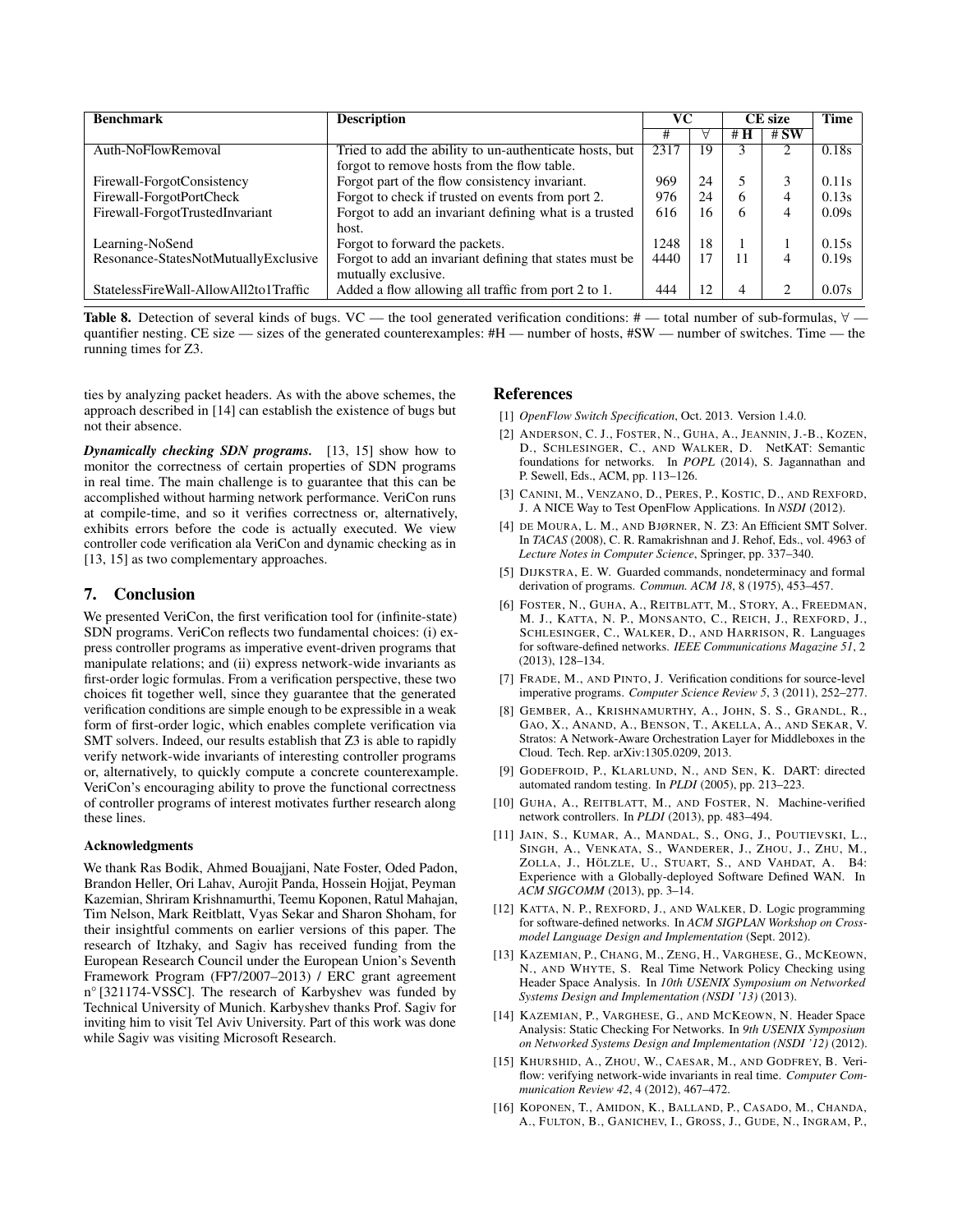| Benchmark | Description | VC | | CE size | | Time |
|---|---|---|---|---|---|---|
| | | # | ∀ | # H | # SW | |
| Auth-NoFlowRemoval | Tried to add the ability to un-authenticate hosts, but forgot to remove hosts from the flow table. | 2317 | 19 | 3 | 2 | 0.18s |
| Firewall-ForgotConsistency | Forgot part of the flow consistency invariant. | 969 | 24 | 5 | 3 | 0.11s |
| Firewall-ForgotPortCheck | Forgot to check if trusted on events from port 2. | 976 | 24 | 6 | 4 | 0.13s |
| Firewall-ForgotTrustedInvariant | Forgot to add an invariant defining what is a trusted host. | 616 | 16 | 6 | 4 | 0.09s |
| Learning-NoSend | Forgot to forward the packets. | 1248 | 18 | 1 | 1 | 0.15s |
| Resonance-StatesNotMutuallyExclusive | Forgot to add an invariant defining that states must be mutually exclusive. | 4440 | 17 | 11 | 4 | 0.19s |
| StatelessFireWall-AllowAll2to1Traffic | Added a flow allowing all traffic from port 2 to 1. | 444 | 12 | 4 | 2 | 0.07s |

**Table 8.** Detection of several kinds of bugs. VC — the tool generated verification conditions: # — total number of sub-formulas, ∀ — quantifier nesting. CE size — sizes of the generated counterexamples: #H — number of hosts, #SW — number of switches. Time — the running times for Z3.

ties by analyzing packet headers. As with the above schemes, the approach described in [14] can establish the existence of bugs but not their absence.

***Dynamically checking SDN programs.*** [13, 15] show how to monitor the correctness of certain properties of SDN programs in real time. The main challenge is to guarantee that this can be accomplished without harming network performance. VeriCon runs at compile-time, and so it verifies correctness or, alternatively, exhibits errors before the code is actually executed. We view controller code verification ala VeriCon and dynamic checking as in [13, 15] as two complementary approaches.

## 7. Conclusion

We presented VeriCon, the first verification tool for (infinite-state) SDN programs. VeriCon reflects two fundamental choices: (i) express controller programs as imperative event-driven programs that manipulate relations; and (ii) express network-wide invariants as first-order logic formulas. From a verification perspective, these two choices fit together well, since they guarantee that the generated verification conditions are simple enough to be expressible in a weak form of first-order logic, which enables complete verification via SMT solvers. Indeed, our results establish that Z3 is able to rapidly verify network-wide invariants of interesting controller programs or, alternatively, to quickly compute a concrete counterexample. VeriCon's encouraging ability to prove the functional correctness of controller programs of interest motivates further research along these lines.

#### Acknowledgments

We thank Ras Bodik, Ahmed Bouajjani, Nate Foster, Oded Padon, Brandon Heller, Ori Lahav, Aurojit Panda, Hossein Hojjat, Peyman Kazemian, Shriram Krishnamurthi, Teemu Koponen, Ratul Mahajan, Tim Nelson, Mark Reitblatt, Vyas Sekar and Sharon Shoham, for their insightful comments on earlier versions of this paper. The research of Itzhaky, and Sagiv has received funding from the European Research Council under the European Union's Seventh Framework Program (FP7/2007–2013) / ERC grant agreement n° [321174-VSSC]. The research of Karbyshev was funded by Technical University of Munich. Karbyshev thanks Prof. Sagiv for inviting him to visit Tel Aviv University. Part of this work was done while Sagiv was visiting Microsoft Research.

## References

[1] *OpenFlow Switch Specification*, Oct. 2013. Version 1.4.0.

[2] ANDERSON, C. J., FOSTER, N., GUHA, A., JEANNIN, J.-B., KOZEN, D., SCHLESINGER, C., AND WALKER, D. NetKAT: Semantic foundations for networks. In *POPL* (2014), S. Jagannathan and P. Sewell, Eds., ACM, pp. 113–126.

[3] CANINI, M., VENZANO, D., PERES, P., KOSTIC, D., AND REXFORD, J. A NICE Way to Test OpenFlow Applications. In *NSDI* (2012).

[4] DE MOURA, L. M., AND BJØRNER, N. Z3: An Efficient SMT Solver. In *TACAS* (2008), C. R. Ramakrishnan and J. Rehof, Eds., vol. 4963 of *Lecture Notes in Computer Science*, Springer, pp. 337–340.

[5] DIJKSTRA, E. W. Guarded commands, nondeterminacy and formal derivation of programs. *Commun. ACM 18*, 8 (1975), 453–457.

[6] FOSTER, N., GUHA, A., REITBLATT, M., STORY, A., FREEDMAN, M. J., KATTA, N. P., MONSANTO, C., REICH, J., REXFORD, J., SCHLESINGER, C., WALKER, D., AND HARRISON, R. Languages for software-defined networks. *IEEE Communications Magazine 51*, 2 (2013), 128–134.

[7] FRADE, M., AND PINTO, J. Verification conditions for source-level imperative programs. *Computer Science Review 5*, 3 (2011), 252–277.

[8] GEMBER, A., KRISHNAMURTHY, A., JOHN, S. S., GRANDL, R., GAO, X., ANAND, A., BENSON, T., AKELLA, A., AND SEKAR, V. Stratos: A Network-Aware Orchestration Layer for Middleboxes in the Cloud. Tech. Rep. arXiv:1305.0209, 2013.

[9] GODEFROID, P., KLARLUND, N., AND SEN, K. DART: directed automated random testing. In *PLDI* (2005), pp. 213–223.

[10] GUHA, A., REITBLATT, M., AND FOSTER, N. Machine-verified network controllers. In *PLDI* (2013), pp. 483–494.

[11] JAIN, S., KUMAR, A., MANDAL, S., ONG, J., POUTIEVSKI, L., SINGH, A., VENKATA, S., WANDERER, J., ZHOU, J., ZHU, M., ZOLLA, J., HÖLZLE, U., STUART, S., AND VAHDAT, A. B4: Experience with a Globally-deployed Software Defined WAN. In *ACM SIGCOMM* (2013), pp. 3–14.

[12] KATTA, N. P., REXFORD, J., AND WALKER, D. Logic programming for software-defined networks. In *ACM SIGPLAN Workshop on Cross-model Language Design and Implementation* (Sept. 2012).

[13] KAZEMIAN, P., CHANG, M., ZENG, H., VARGHESE, G., MCKEOWN, N., AND WHYTE, S. Real Time Network Policy Checking using Header Space Analysis. In *10th USENIX Symposium on Networked Systems Design and Implementation (NSDI '13)* (2013).

[14] KAZEMIAN, P., VARGHESE, G., AND MCKEOWN, N. Header Space Analysis: Static Checking For Networks. In *9th USENIX Symposium on Networked Systems Design and Implementation (NSDI '12)* (2012).

[15] KHURSHID, A., ZHOU, W., CAESAR, M., AND GODFREY, B. Veriflow: verifying network-wide invariants in real time. *Computer Communication Review 42*, 4 (2012), 467–472.

[16] KOPONEN, T., AMIDON, K., BALLAND, P., CASADO, M., CHANDA, A., FULTON, B., GANICHEV, I., GROSS, J., GUDE, N., INGRAM, P.,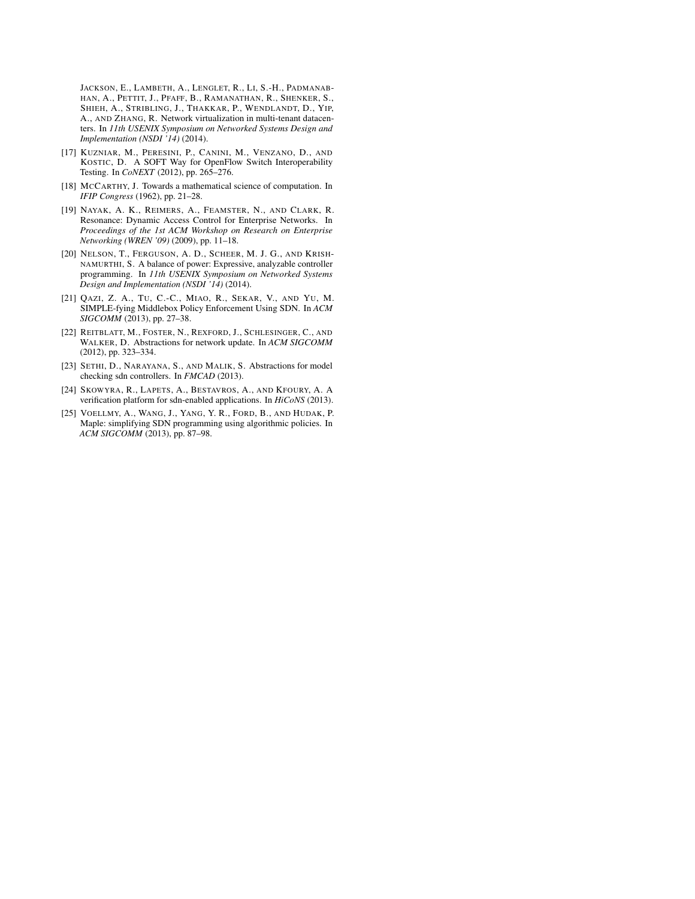JACKSON, E., LAMBETH, A., LENGLET, R., LI, S.-H., PADMANABHAN, A., PETTIT, J., PFAFF, B., RAMANATHAN, R., SHENKER, S., SHIEH, A., STRIBLING, J., THAKKAR, P., WENDLANDT, D., YIP, A., AND ZHANG, R. Network virtualization in multi-tenant datacenters. In *11th USENIX Symposium on Networked Systems Design and Implementation (NSDI '14)* (2014).

[17] KUZNIAR, M., PERESINI, P., CANINI, M., VENZANO, D., AND KOSTIC, D. A SOFT Way for OpenFlow Switch Interoperability Testing. In *CoNEXT* (2012), pp. 265–276.

[18] MCCARTHY, J. Towards a mathematical science of computation. In *IFIP Congress* (1962), pp. 21–28.

[19] NAYAK, A. K., REIMERS, A., FEAMSTER, N., AND CLARK, R. Resonance: Dynamic Access Control for Enterprise Networks. In *Proceedings of the 1st ACM Workshop on Research on Enterprise Networking (WREN '09)* (2009), pp. 11–18.

[20] NELSON, T., FERGUSON, A. D., SCHEER, M. J. G., AND KRISHNAMURTHI, S. A balance of power: Expressive, analyzable controller programming. In *11th USENIX Symposium on Networked Systems Design and Implementation (NSDI '14)* (2014).

[21] QAZI, Z. A., TU, C.-C., MIAO, R., SEKAR, V., AND YU, M. SIMPLE-fying Middlebox Policy Enforcement Using SDN. In *ACM SIGCOMM* (2013), pp. 27–38.

[22] REITBLATT, M., FOSTER, N., REXFORD, J., SCHLESINGER, C., AND WALKER, D. Abstractions for network update. In *ACM SIGCOMM* (2012), pp. 323–334.

[23] SETHI, D., NARAYANA, S., AND MALIK, S. Abstractions for model checking sdn controllers. In *FMCAD* (2013).

[24] SKOWYRA, R., LAPETS, A., BESTAVROS, A., AND KFOURY, A. A verification platform for sdn-enabled applications. In *HiCoNS* (2013).

[25] VOELLMY, A., WANG, J., YANG, Y. R., FORD, B., AND HUDAK, P. Maple: simplifying SDN programming using algorithmic policies. In *ACM SIGCOMM* (2013), pp. 87–98.